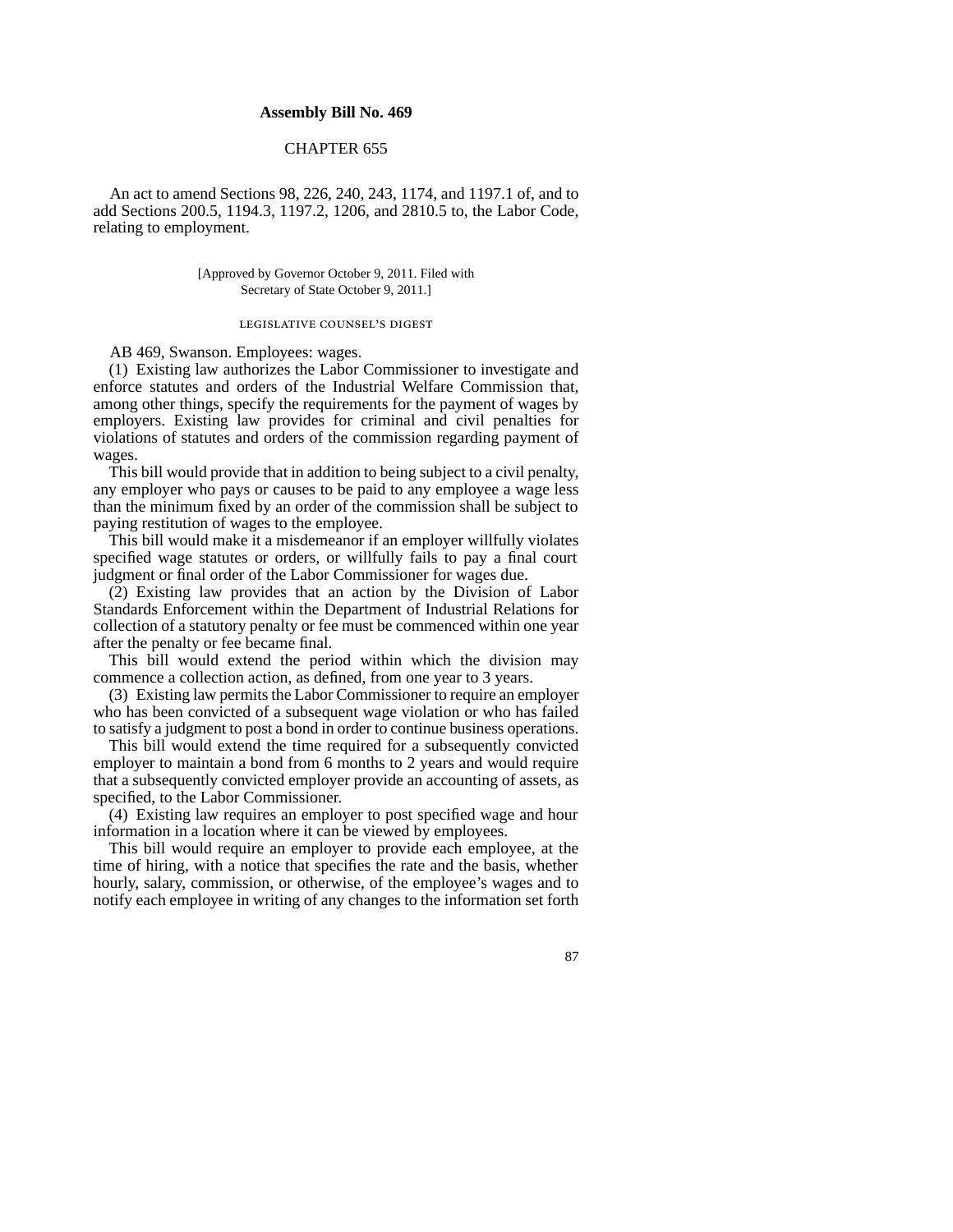# Assembly Bill No. 469

## CHAPTER 655

An act to amend Sections 98, 226, 240, 243, 1174, and 1197.1 of, and to add Sections 200.5, 1194.3, 1197.2, 1206, and 2810.5 to, the Labor Code, relating to employment.

[Approved by Governor October 9, 2011. Filed with Secretary of State October 9, 2011.]

### LEGISLATIVE COUNSEL'S DIGEST

AB 469, Swanson. Employees: wages.

(1) Existing law authorizes the Labor Commissioner to investigate and enforce statutes and orders of the Industrial Welfare Commission that, among other things, specify the requirements for the payment of wages by employers. Existing law provides for criminal and civil penalties for violations of statutes and orders of the commission regarding payment of wages.

This bill would provide that in addition to being subject to a civil penalty, any employer who pays or causes to be paid to any employee a wage less than the minimum fixed by an order of the commission shall be subject to paying restitution of wages to the employee.

This bill would make it a misdemeanor if an employer willfully violates specified wage statutes or orders, or willfully fails to pay a final court judgment or final order of the Labor Commissioner for wages due.

(2) Existing law provides that an action by the Division of Labor Standards Enforcement within the Department of Industrial Relations for collection of a statutory penalty or fee must be commenced within one year after the penalty or fee became final.

This bill would extend the period within which the division may commence a collection action, as defined, from one year to 3 years.

(3) Existing law permits the Labor Commissioner to require an employer who has been convicted of a subsequent wage violation or who has failed to satisfy a judgment to post a bond in order to continue business operations.

This bill would extend the time required for a subsequently convicted employer to maintain a bond from 6 months to 2 years and would require that a subsequently convicted employer provide an accounting of assets, as specified, to the Labor Commissioner.

(4) Existing law requires an employer to post specified wage and hour information in a location where it can be viewed by employees.

This bill would require an employer to provide each employee, at the time of hiring, with a notice that specifies the rate and the basis, whether hourly, salary, commission, or otherwise, of the employee's wages and to notify each employee in writing of any changes to the information set forth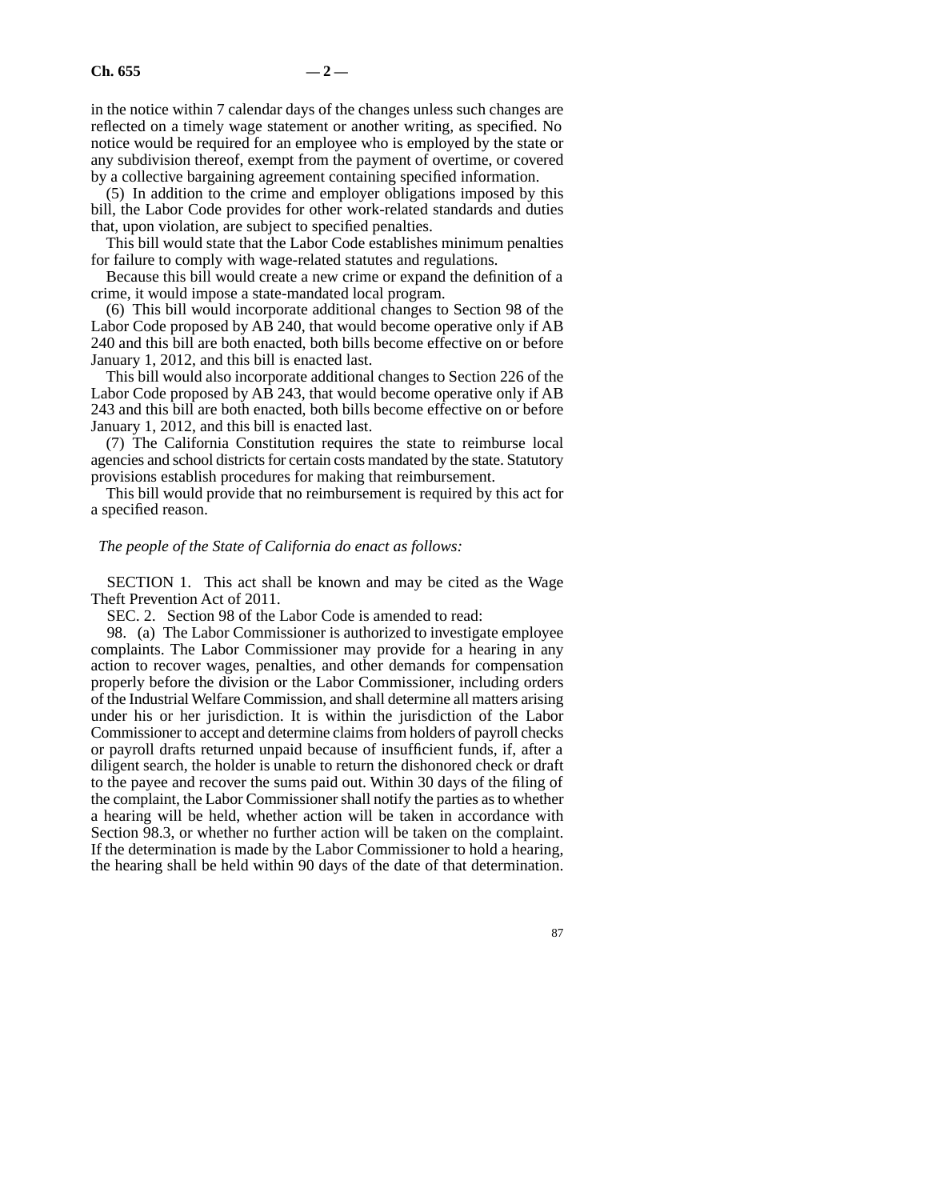in the notice within 7 calendar days of the changes unless such changes are reflected on a timely wage statement or another writing, as specified. No notice would be required for an employee who is employed by the state or any subdivision thereof, exempt from the payment of overtime, or covered by a collective bargaining agreement containing specified information.

(5) In addition to the crime and employer obligations imposed by this bill, the Labor Code provides for other work-related standards and duties that, upon violation, are subject to specified penalties.

This bill would state that the Labor Code establishes minimum penalties for failure to comply with wage-related statutes and regulations.

Because this bill would create a new crime or expand the definition of a crime, it would impose a state-mandated local program.

(6) This bill would incorporate additional changes to Section 98 of the Labor Code proposed by AB 240, that would become operative only if AB 240 and this bill are both enacted, both bills become effective on or before January 1, 2012, and this bill is enacted last.

This bill would also incorporate additional changes to Section 226 of the Labor Code proposed by AB 243, that would become operative only if AB 243 and this bill are both enacted, both bills become effective on or before January 1, 2012, and this bill is enacted last.

(7) The California Constitution requires the state to reimburse local agencies and school districts for certain costs mandated by the state. Statutory provisions establish procedures for making that reimbursement.

This bill would provide that no reimbursement is required by this act for a specified reason.

*The people of the State of California do enact as follows:*

SECTION 1. This act shall be known and may be cited as the Wage Theft Prevention Act of 2011.

SEC. 2. Section 98 of the Labor Code is amended to read:

98. (a) The Labor Commissioner is authorized to investigate employee complaints. The Labor Commissioner may provide for a hearing in any action to recover wages, penalties, and other demands for compensation properly before the division or the Labor Commissioner, including orders of the Industrial Welfare Commission, and shall determine all matters arising under his or her jurisdiction. It is within the jurisdiction of the Labor Commissioner to accept and determine claims from holders of payroll checks or payroll drafts returned unpaid because of insufficient funds, if, after a diligent search, the holder is unable to return the dishonored check or draft to the payee and recover the sums paid out. Within 30 days of the filing of the complaint, the Labor Commissioner shall notify the parties as to whether a hearing will be held, whether action will be taken in accordance with Section 98.3, or whether no further action will be taken on the complaint. If the determination is made by the Labor Commissioner to hold a hearing, the hearing shall be held within 90 days of the date of that determination.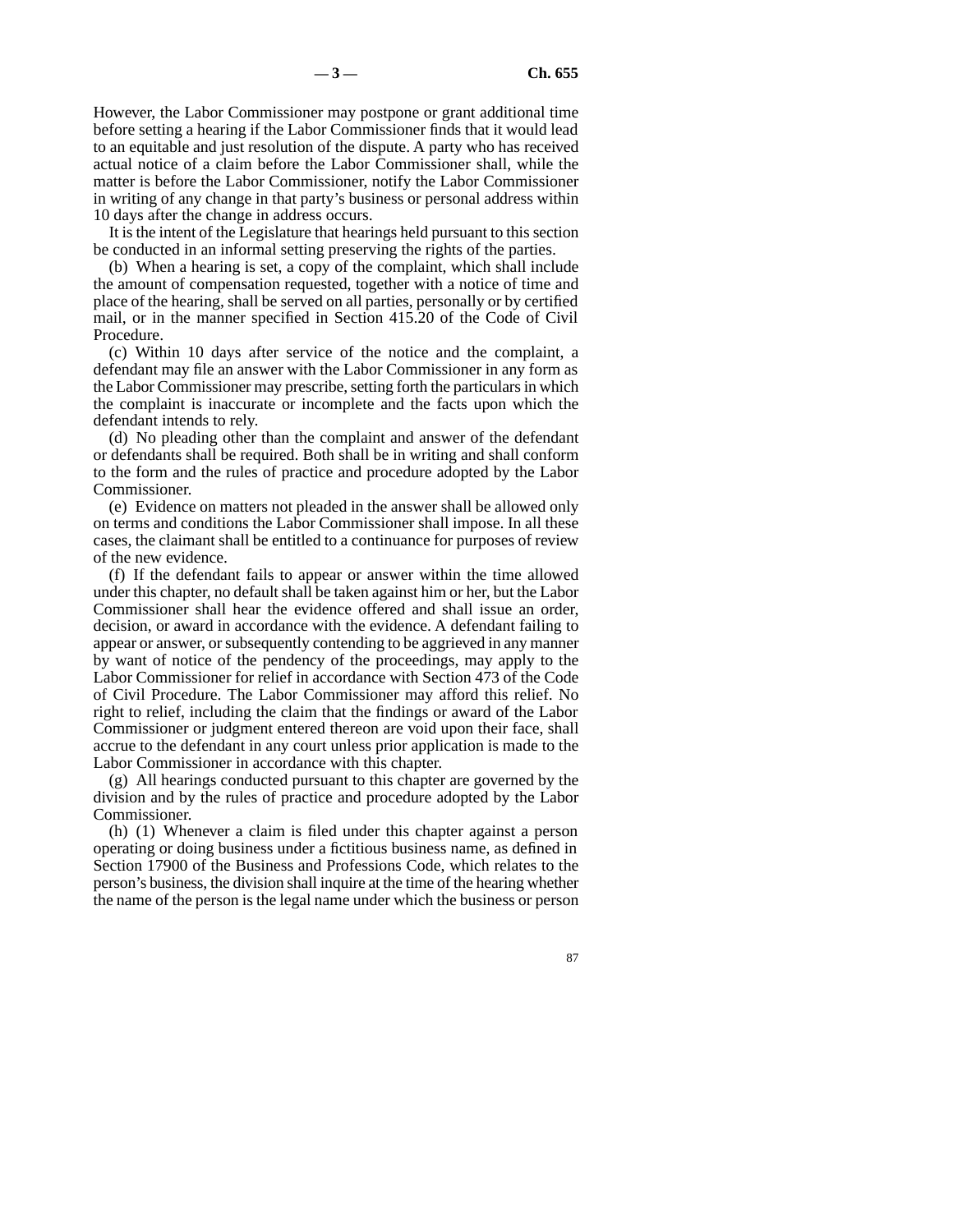However, the Labor Commissioner may postpone or grant additional time before setting a hearing if the Labor Commissioner finds that it would lead to an equitable and just resolution of the dispute. A party who has received actual notice of a claim before the Labor Commissioner shall, while the matter is before the Labor Commissioner, notify the Labor Commissioner in writing of any change in that party's business or personal address within 10 days after the change in address occurs.

It is the intent of the Legislature that hearings held pursuant to this section be conducted in an informal setting preserving the rights of the parties.

(b) When a hearing is set, a copy of the complaint, which shall include the amount of compensation requested, together with a notice of time and place of the hearing, shall be served on all parties, personally or by certified mail, or in the manner specified in Section 415.20 of the Code of Civil Procedure.

(c) Within 10 days after service of the notice and the complaint, a defendant may file an answer with the Labor Commissioner in any form as the Labor Commissioner may prescribe, setting forth the particulars in which the complaint is inaccurate or incomplete and the facts upon which the defendant intends to rely.

(d) No pleading other than the complaint and answer of the defendant or defendants shall be required. Both shall be in writing and shall conform to the form and the rules of practice and procedure adopted by the Labor Commissioner.

(e) Evidence on matters not pleaded in the answer shall be allowed only on terms and conditions the Labor Commissioner shall impose. In all these cases, the claimant shall be entitled to a continuance for purposes of review of the new evidence.

(f) If the defendant fails to appear or answer within the time allowed under this chapter, no default shall be taken against him or her, but the Labor Commissioner shall hear the evidence offered and shall issue an order, decision, or award in accordance with the evidence. A defendant failing to appear or answer, or subsequently contending to be aggrieved in any manner by want of notice of the pendency of the proceedings, may apply to the Labor Commissioner for relief in accordance with Section 473 of the Code of Civil Procedure. The Labor Commissioner may afford this relief. No right to relief, including the claim that the findings or award of the Labor Commissioner or judgment entered thereon are void upon their face, shall accrue to the defendant in any court unless prior application is made to the Labor Commissioner in accordance with this chapter.

(g) All hearings conducted pursuant to this chapter are governed by the division and by the rules of practice and procedure adopted by the Labor Commissioner.

(h) (1) Whenever a claim is filed under this chapter against a person operating or doing business under a fictitious business name, as defined in Section 17900 of the Business and Professions Code, which relates to the person's business, the division shall inquire at the time of the hearing whether the name of the person is the legal name under which the business or person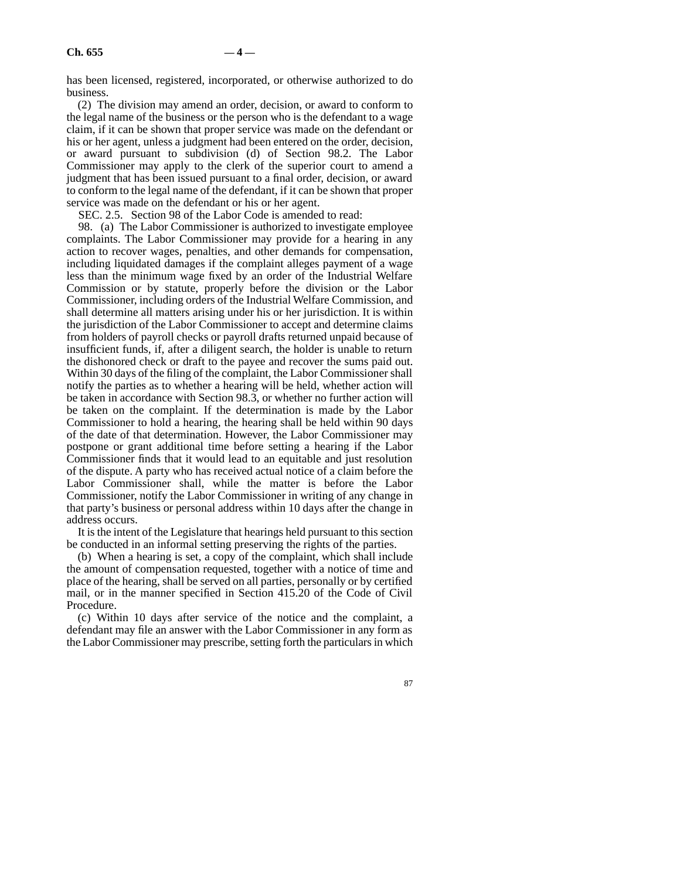has been licensed, registered, incorporated, or otherwise authorized to do business.

(2) The division may amend an order, decision, or award to conform to the legal name of the business or the person who is the defendant to a wage claim, if it can be shown that proper service was made on the defendant or his or her agent, unless a judgment had been entered on the order, decision, or award pursuant to subdivision (d) of Section 98.2. The Labor Commissioner may apply to the clerk of the superior court to amend a judgment that has been issued pursuant to a final order, decision, or award to conform to the legal name of the defendant, if it can be shown that proper service was made on the defendant or his or her agent.

SEC. 2.5. Section 98 of the Labor Code is amended to read:

98. (a) The Labor Commissioner is authorized to investigate employee complaints. The Labor Commissioner may provide for a hearing in any action to recover wages, penalties, and other demands for compensation, including liquidated damages if the complaint alleges payment of a wage less than the minimum wage fixed by an order of the Industrial Welfare Commission or by statute, properly before the division or the Labor Commissioner, including orders of the Industrial Welfare Commission, and shall determine all matters arising under his or her jurisdiction. It is within the jurisdiction of the Labor Commissioner to accept and determine claims from holders of payroll checks or payroll drafts returned unpaid because of insufficient funds, if, after a diligent search, the holder is unable to return the dishonored check or draft to the payee and recover the sums paid out. Within 30 days of the filing of the complaint, the Labor Commissioner shall notify the parties as to whether a hearing will be held, whether action will be taken in accordance with Section 98.3, or whether no further action will be taken on the complaint. If the determination is made by the Labor Commissioner to hold a hearing, the hearing shall be held within 90 days of the date of that determination. However, the Labor Commissioner may postpone or grant additional time before setting a hearing if the Labor Commissioner finds that it would lead to an equitable and just resolution of the dispute. A party who has received actual notice of a claim before the Labor Commissioner shall, while the matter is before the Labor Commissioner, notify the Labor Commissioner in writing of any change in that party's business or personal address within 10 days after the change in address occurs.

It is the intent of the Legislature that hearings held pursuant to this section be conducted in an informal setting preserving the rights of the parties.

(b) When a hearing is set, a copy of the complaint, which shall include the amount of compensation requested, together with a notice of time and place of the hearing, shall be served on all parties, personally or by certified mail, or in the manner specified in Section 415.20 of the Code of Civil Procedure.

(c) Within 10 days after service of the notice and the complaint, a defendant may file an answer with the Labor Commissioner in any form as the Labor Commissioner may prescribe, setting forth the particulars in which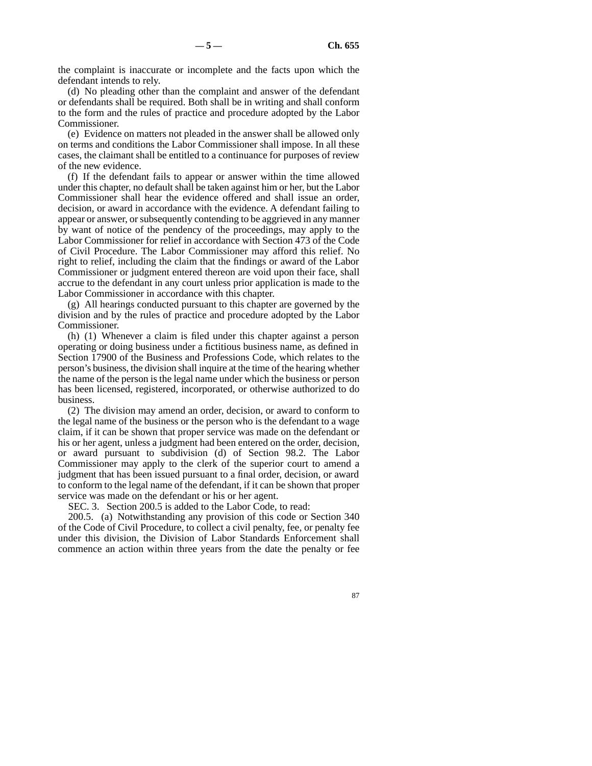the complaint is inaccurate or incomplete and the facts upon which the defendant intends to rely.

(d) No pleading other than the complaint and answer of the defendant or defendants shall be required. Both shall be in writing and shall conform to the form and the rules of practice and procedure adopted by the Labor Commissioner.

(e) Evidence on matters not pleaded in the answer shall be allowed only on terms and conditions the Labor Commissioner shall impose. In all these cases, the claimant shall be entitled to a continuance for purposes of review of the new evidence.

(f) If the defendant fails to appear or answer within the time allowed under this chapter, no default shall be taken against him or her, but the Labor Commissioner shall hear the evidence offered and shall issue an order, decision, or award in accordance with the evidence. A defendant failing to appear or answer, or subsequently contending to be aggrieved in any manner by want of notice of the pendency of the proceedings, may apply to the Labor Commissioner for relief in accordance with Section 473 of the Code of Civil Procedure. The Labor Commissioner may afford this relief. No right to relief, including the claim that the findings or award of the Labor Commissioner or judgment entered thereon are void upon their face, shall accrue to the defendant in any court unless prior application is made to the Labor Commissioner in accordance with this chapter.

(g) All hearings conducted pursuant to this chapter are governed by the division and by the rules of practice and procedure adopted by the Labor Commissioner.

(h) (1) Whenever a claim is filed under this chapter against a person operating or doing business under a fictitious business name, as defined in Section 17900 of the Business and Professions Code, which relates to the person's business, the division shall inquire at the time of the hearing whether the name of the person is the legal name under which the business or person has been licensed, registered, incorporated, or otherwise authorized to do business.

(2) The division may amend an order, decision, or award to conform to the legal name of the business or the person who is the defendant to a wage claim, if it can be shown that proper service was made on the defendant or his or her agent, unless a judgment had been entered on the order, decision, or award pursuant to subdivision (d) of Section 98.2. The Labor Commissioner may apply to the clerk of the superior court to amend a judgment that has been issued pursuant to a final order, decision, or award to conform to the legal name of the defendant, if it can be shown that proper service was made on the defendant or his or her agent.

SEC. 3. Section 200.5 is added to the Labor Code, to read:

200.5. (a) Notwithstanding any provision of this code or Section 340 of the Code of Civil Procedure, to collect a civil penalty, fee, or penalty fee under this division, the Division of Labor Standards Enforcement shall commence an action within three years from the date the penalty or fee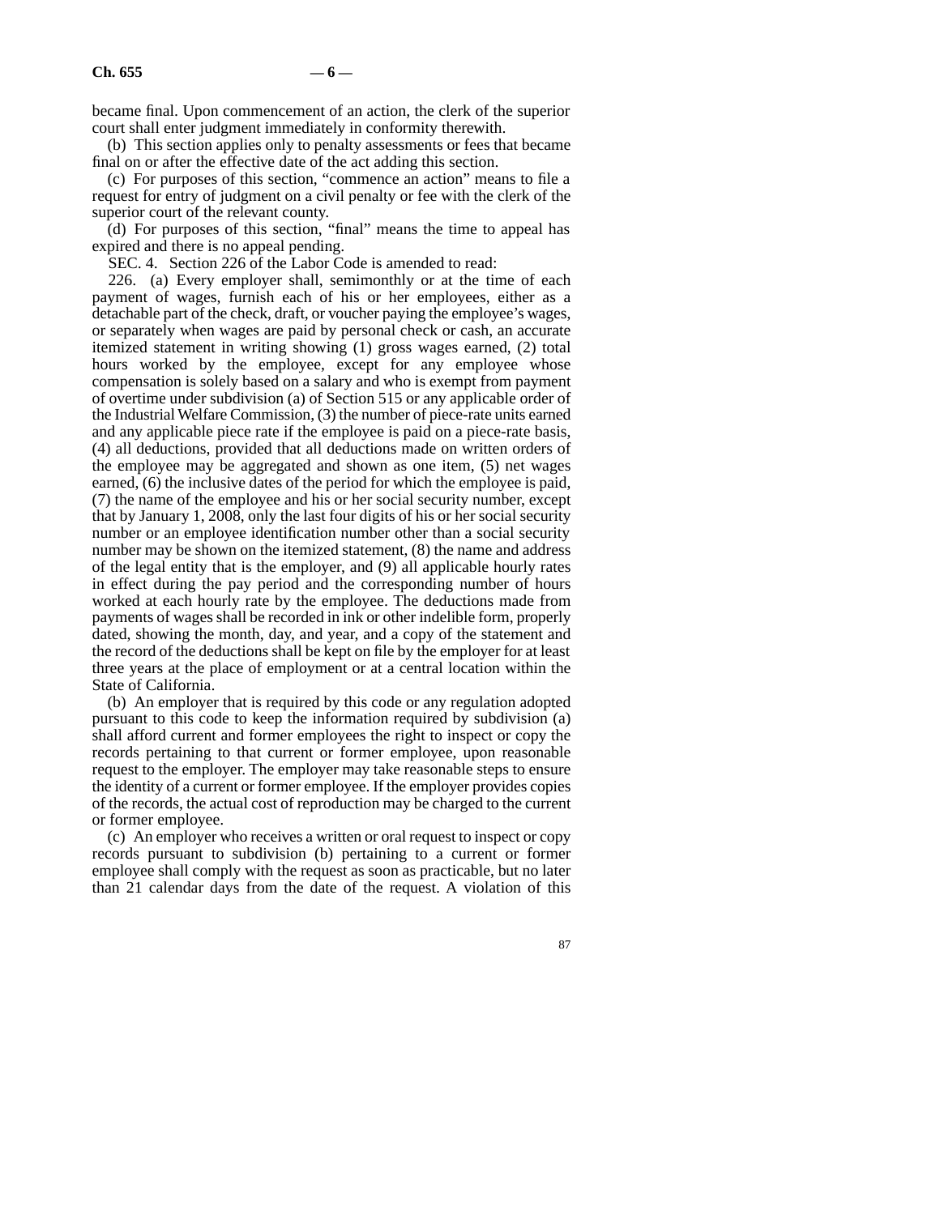became final. Upon commencement of an action, the clerk of the superior court shall enter judgment immediately in conformity therewith.

(b) This section applies only to penalty assessments or fees that became final on or after the effective date of the act adding this section.

(c) For purposes of this section, "commence an action" means to file a request for entry of judgment on a civil penalty or fee with the clerk of the superior court of the relevant county.

(d) For purposes of this section, "final" means the time to appeal has expired and there is no appeal pending.

SEC. 4. Section 226 of the Labor Code is amended to read:

226. (a) Every employer shall, semimonthly or at the time of each payment of wages, furnish each of his or her employees, either as a detachable part of the check, draft, or voucher paying the employee's wages, or separately when wages are paid by personal check or cash, an accurate itemized statement in writing showing (1) gross wages earned, (2) total hours worked by the employee, except for any employee whose compensation is solely based on a salary and who is exempt from payment of overtime under subdivision (a) of Section 515 or any applicable order of the Industrial Welfare Commission, (3) the number of piece-rate units earned and any applicable piece rate if the employee is paid on a piece-rate basis, (4) all deductions, provided that all deductions made on written orders of the employee may be aggregated and shown as one item, (5) net wages earned, (6) the inclusive dates of the period for which the employee is paid, (7) the name of the employee and his or her social security number, except that by January 1, 2008, only the last four digits of his or her social security number or an employee identification number other than a social security number may be shown on the itemized statement, (8) the name and address of the legal entity that is the employer, and (9) all applicable hourly rates in effect during the pay period and the corresponding number of hours worked at each hourly rate by the employee. The deductions made from payments of wages shall be recorded in ink or other indelible form, properly dated, showing the month, day, and year, and a copy of the statement and the record of the deductions shall be kept on file by the employer for at least three years at the place of employment or at a central location within the State of California.

(b) An employer that is required by this code or any regulation adopted pursuant to this code to keep the information required by subdivision (a) shall afford current and former employees the right to inspect or copy the records pertaining to that current or former employee, upon reasonable request to the employer. The employer may take reasonable steps to ensure the identity of a current or former employee. If the employer provides copies of the records, the actual cost of reproduction may be charged to the current or former employee.

(c) An employer who receives a written or oral request to inspect or copy records pursuant to subdivision (b) pertaining to a current or former employee shall comply with the request as soon as practicable, but no later than 21 calendar days from the date of the request. A violation of this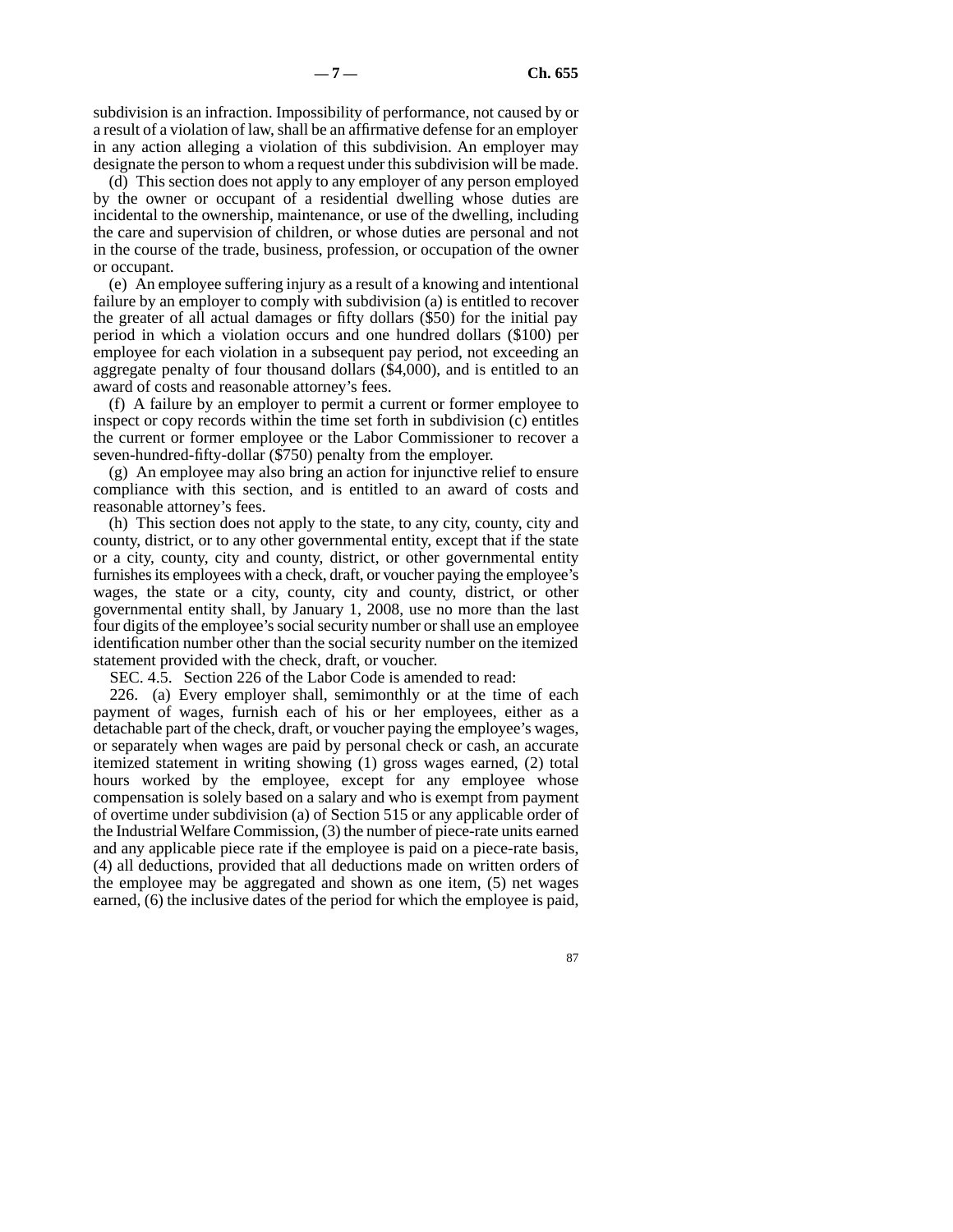subdivision is an infraction. Impossibility of performance, not caused by or a result of a violation of law, shall be an affirmative defense for an employer in any action alleging a violation of this subdivision. An employer may designate the person to whom a request under this subdivision will be made.

(d) This section does not apply to any employer of any person employed by the owner or occupant of a residential dwelling whose duties are incidental to the ownership, maintenance, or use of the dwelling, including the care and supervision of children, or whose duties are personal and not in the course of the trade, business, profession, or occupation of the owner or occupant.

(e) An employee suffering injury as a result of a knowing and intentional failure by an employer to comply with subdivision (a) is entitled to recover the greater of all actual damages or fifty dollars ($50) for the initial pay period in which a violation occurs and one hundred dollars ($100) per employee for each violation in a subsequent pay period, not exceeding an aggregate penalty of four thousand dollars ($4,000), and is entitled to an award of costs and reasonable attorney's fees.

(f) A failure by an employer to permit a current or former employee to inspect or copy records within the time set forth in subdivision (c) entitles the current or former employee or the Labor Commissioner to recover a seven-hundred-fifty-dollar ($750) penalty from the employer.

(g) An employee may also bring an action for injunctive relief to ensure compliance with this section, and is entitled to an award of costs and reasonable attorney's fees.

(h) This section does not apply to the state, to any city, county, city and county, district, or to any other governmental entity, except that if the state or a city, county, city and county, district, or other governmental entity furnishes its employees with a check, draft, or voucher paying the employee's wages, the state or a city, county, city and county, district, or other governmental entity shall, by January 1, 2008, use no more than the last four digits of the employee's social security number or shall use an employee identification number other than the social security number on the itemized statement provided with the check, draft, or voucher.

SEC. 4.5. Section 226 of the Labor Code is amended to read:

226. (a) Every employer shall, semimonthly or at the time of each payment of wages, furnish each of his or her employees, either as a detachable part of the check, draft, or voucher paying the employee's wages, or separately when wages are paid by personal check or cash, an accurate itemized statement in writing showing (1) gross wages earned, (2) total hours worked by the employee, except for any employee whose compensation is solely based on a salary and who is exempt from payment of overtime under subdivision (a) of Section 515 or any applicable order of the Industrial Welfare Commission, (3) the number of piece-rate units earned and any applicable piece rate if the employee is paid on a piece-rate basis, (4) all deductions, provided that all deductions made on written orders of the employee may be aggregated and shown as one item, (5) net wages earned, (6) the inclusive dates of the period for which the employee is paid,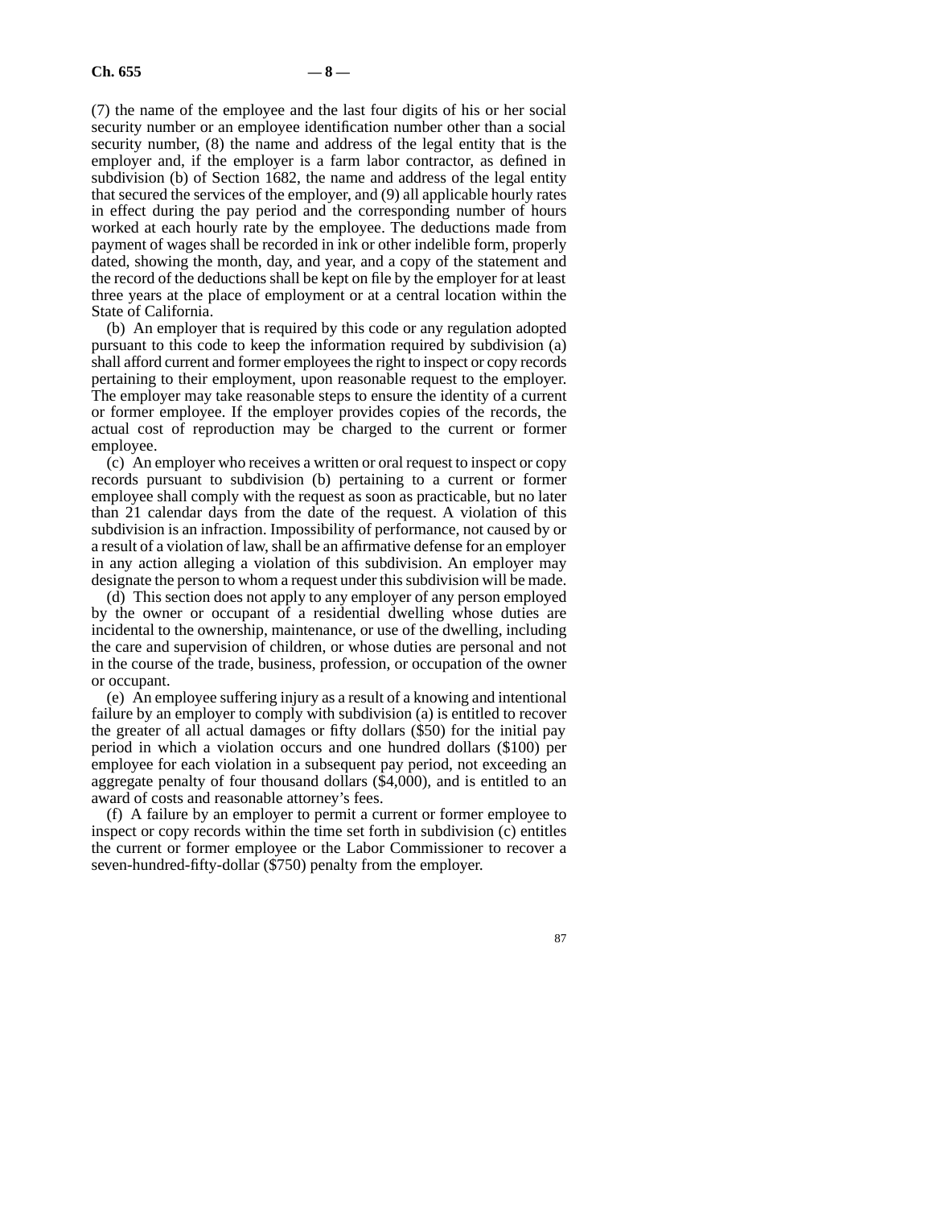(7) the name of the employee and the last four digits of his or her social security number or an employee identification number other than a social security number, (8) the name and address of the legal entity that is the employer and, if the employer is a farm labor contractor, as defined in subdivision (b) of Section 1682, the name and address of the legal entity that secured the services of the employer, and (9) all applicable hourly rates in effect during the pay period and the corresponding number of hours worked at each hourly rate by the employee. The deductions made from payment of wages shall be recorded in ink or other indelible form, properly dated, showing the month, day, and year, and a copy of the statement and the record of the deductions shall be kept on file by the employer for at least three years at the place of employment or at a central location within the State of California.

(b) An employer that is required by this code or any regulation adopted pursuant to this code to keep the information required by subdivision (a) shall afford current and former employees the right to inspect or copy records pertaining to their employment, upon reasonable request to the employer. The employer may take reasonable steps to ensure the identity of a current or former employee. If the employer provides copies of the records, the actual cost of reproduction may be charged to the current or former employee.

(c) An employer who receives a written or oral request to inspect or copy records pursuant to subdivision (b) pertaining to a current or former employee shall comply with the request as soon as practicable, but no later than 21 calendar days from the date of the request. A violation of this subdivision is an infraction. Impossibility of performance, not caused by or a result of a violation of law, shall be an affirmative defense for an employer in any action alleging a violation of this subdivision. An employer may designate the person to whom a request under this subdivision will be made.

(d) This section does not apply to any employer of any person employed by the owner or occupant of a residential dwelling whose duties are incidental to the ownership, maintenance, or use of the dwelling, including the care and supervision of children, or whose duties are personal and not in the course of the trade, business, profession, or occupation of the owner or occupant.

(e) An employee suffering injury as a result of a knowing and intentional failure by an employer to comply with subdivision (a) is entitled to recover the greater of all actual damages or fifty dollars ($50) for the initial pay period in which a violation occurs and one hundred dollars ($100) per employee for each violation in a subsequent pay period, not exceeding an aggregate penalty of four thousand dollars ($4,000), and is entitled to an award of costs and reasonable attorney's fees.

(f) A failure by an employer to permit a current or former employee to inspect or copy records within the time set forth in subdivision (c) entitles the current or former employee or the Labor Commissioner to recover a seven-hundred-fifty-dollar ($750) penalty from the employer.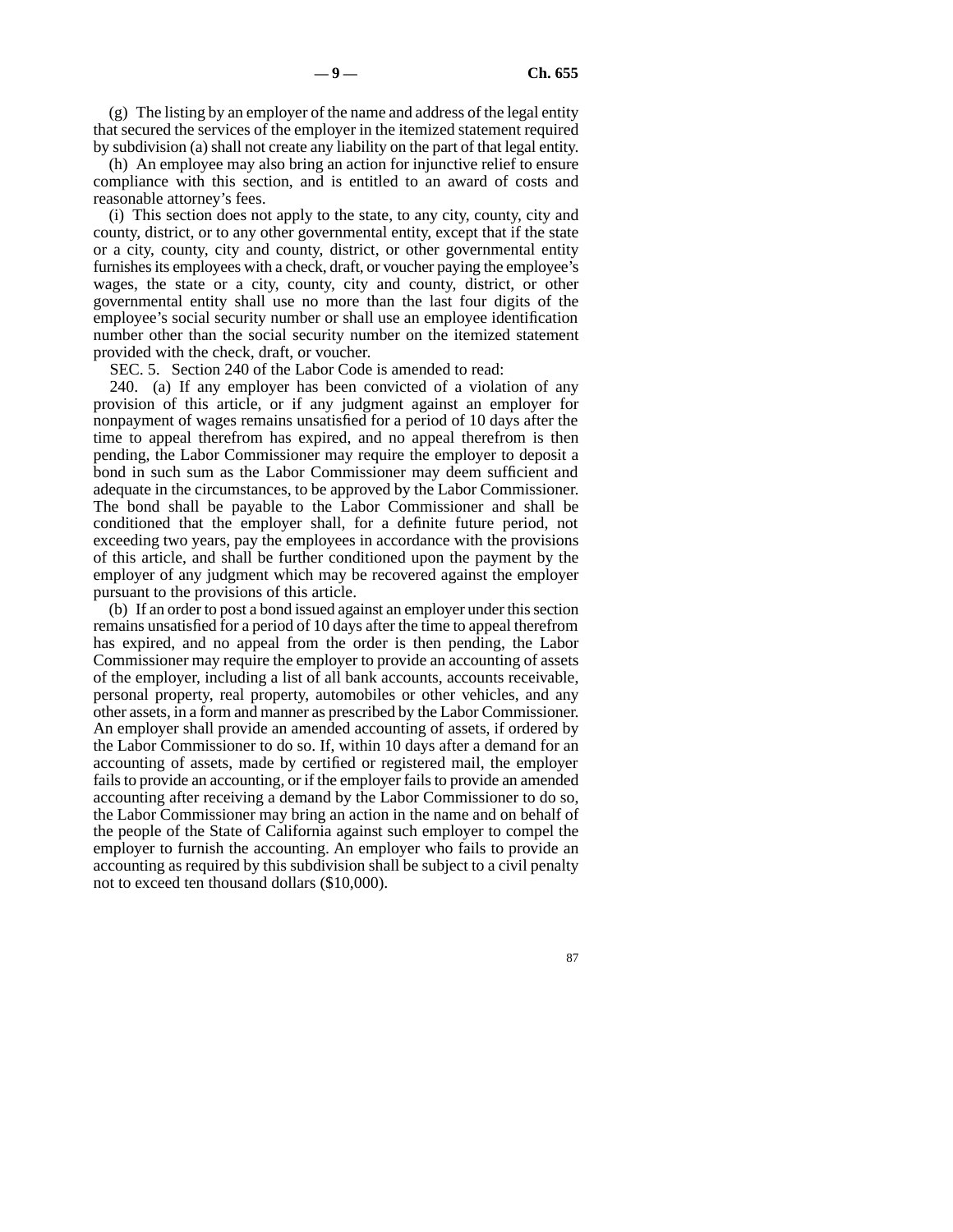(g) The listing by an employer of the name and address of the legal entity that secured the services of the employer in the itemized statement required by subdivision (a) shall not create any liability on the part of that legal entity.

(h) An employee may also bring an action for injunctive relief to ensure compliance with this section, and is entitled to an award of costs and reasonable attorney's fees.

(i) This section does not apply to the state, to any city, county, city and county, district, or to any other governmental entity, except that if the state or a city, county, city and county, district, or other governmental entity furnishes its employees with a check, draft, or voucher paying the employee's wages, the state or a city, county, city and county, district, or other governmental entity shall use no more than the last four digits of the employee's social security number or shall use an employee identification number other than the social security number on the itemized statement provided with the check, draft, or voucher.

SEC. 5. Section 240 of the Labor Code is amended to read:

240. (a) If any employer has been convicted of a violation of any provision of this article, or if any judgment against an employer for nonpayment of wages remains unsatisfied for a period of 10 days after the time to appeal therefrom has expired, and no appeal therefrom is then pending, the Labor Commissioner may require the employer to deposit a bond in such sum as the Labor Commissioner may deem sufficient and adequate in the circumstances, to be approved by the Labor Commissioner. The bond shall be payable to the Labor Commissioner and shall be conditioned that the employer shall, for a definite future period, not exceeding two years, pay the employees in accordance with the provisions of this article, and shall be further conditioned upon the payment by the employer of any judgment which may be recovered against the employer pursuant to the provisions of this article.

(b) If an order to post a bond issued against an employer under this section remains unsatisfied for a period of 10 days after the time to appeal therefrom has expired, and no appeal from the order is then pending, the Labor Commissioner may require the employer to provide an accounting of assets of the employer, including a list of all bank accounts, accounts receivable, personal property, real property, automobiles or other vehicles, and any other assets, in a form and manner as prescribed by the Labor Commissioner. An employer shall provide an amended accounting of assets, if ordered by the Labor Commissioner to do so. If, within 10 days after a demand for an accounting of assets, made by certified or registered mail, the employer fails to provide an accounting, or if the employer fails to provide an amended accounting after receiving a demand by the Labor Commissioner to do so, the Labor Commissioner may bring an action in the name and on behalf of the people of the State of California against such employer to compel the employer to furnish the accounting. An employer who fails to provide an accounting as required by this subdivision shall be subject to a civil penalty not to exceed ten thousand dollars ($10,000).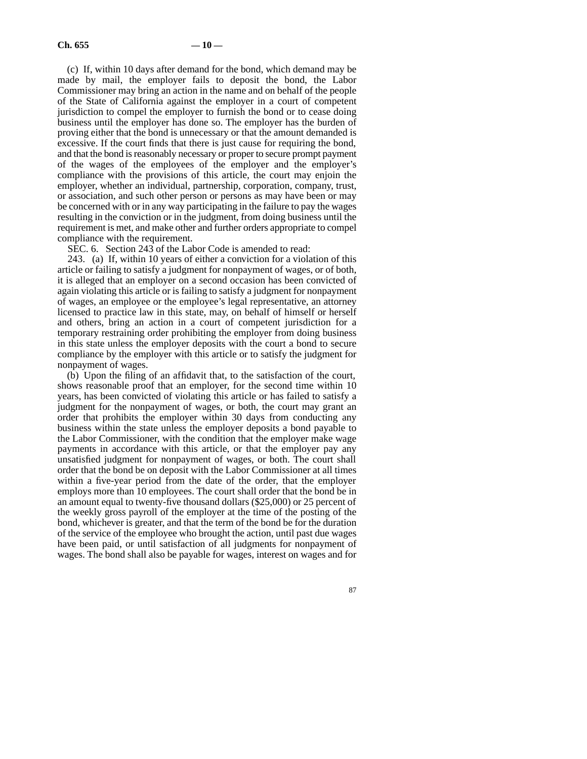(c) If, within 10 days after demand for the bond, which demand may be made by mail, the employer fails to deposit the bond, the Labor Commissioner may bring an action in the name and on behalf of the people of the State of California against the employer in a court of competent jurisdiction to compel the employer to furnish the bond or to cease doing business until the employer has done so. The employer has the burden of proving either that the bond is unnecessary or that the amount demanded is excessive. If the court finds that there is just cause for requiring the bond, and that the bond is reasonably necessary or proper to secure prompt payment of the wages of the employees of the employer and the employer's compliance with the provisions of this article, the court may enjoin the employer, whether an individual, partnership, corporation, company, trust, or association, and such other person or persons as may have been or may be concerned with or in any way participating in the failure to pay the wages resulting in the conviction or in the judgment, from doing business until the requirement is met, and make other and further orders appropriate to compel compliance with the requirement.

SEC. 6. Section 243 of the Labor Code is amended to read:

243. (a) If, within 10 years of either a conviction for a violation of this article or failing to satisfy a judgment for nonpayment of wages, or of both, it is alleged that an employer on a second occasion has been convicted of again violating this article or is failing to satisfy a judgment for nonpayment of wages, an employee or the employee's legal representative, an attorney licensed to practice law in this state, may, on behalf of himself or herself and others, bring an action in a court of competent jurisdiction for a temporary restraining order prohibiting the employer from doing business in this state unless the employer deposits with the court a bond to secure compliance by the employer with this article or to satisfy the judgment for nonpayment of wages.

(b) Upon the filing of an affidavit that, to the satisfaction of the court, shows reasonable proof that an employer, for the second time within 10 years, has been convicted of violating this article or has failed to satisfy a judgment for the nonpayment of wages, or both, the court may grant an order that prohibits the employer within 30 days from conducting any business within the state unless the employer deposits a bond payable to the Labor Commissioner, with the condition that the employer make wage payments in accordance with this article, or that the employer pay any unsatisfied judgment for nonpayment of wages, or both. The court shall order that the bond be on deposit with the Labor Commissioner at all times within a five-year period from the date of the order, that the employer employs more than 10 employees. The court shall order that the bond be in an amount equal to twenty-five thousand dollars ($25,000) or 25 percent of the weekly gross payroll of the employer at the time of the posting of the bond, whichever is greater, and that the term of the bond be for the duration of the service of the employee who brought the action, until past due wages have been paid, or until satisfaction of all judgments for nonpayment of wages. The bond shall also be payable for wages, interest on wages and for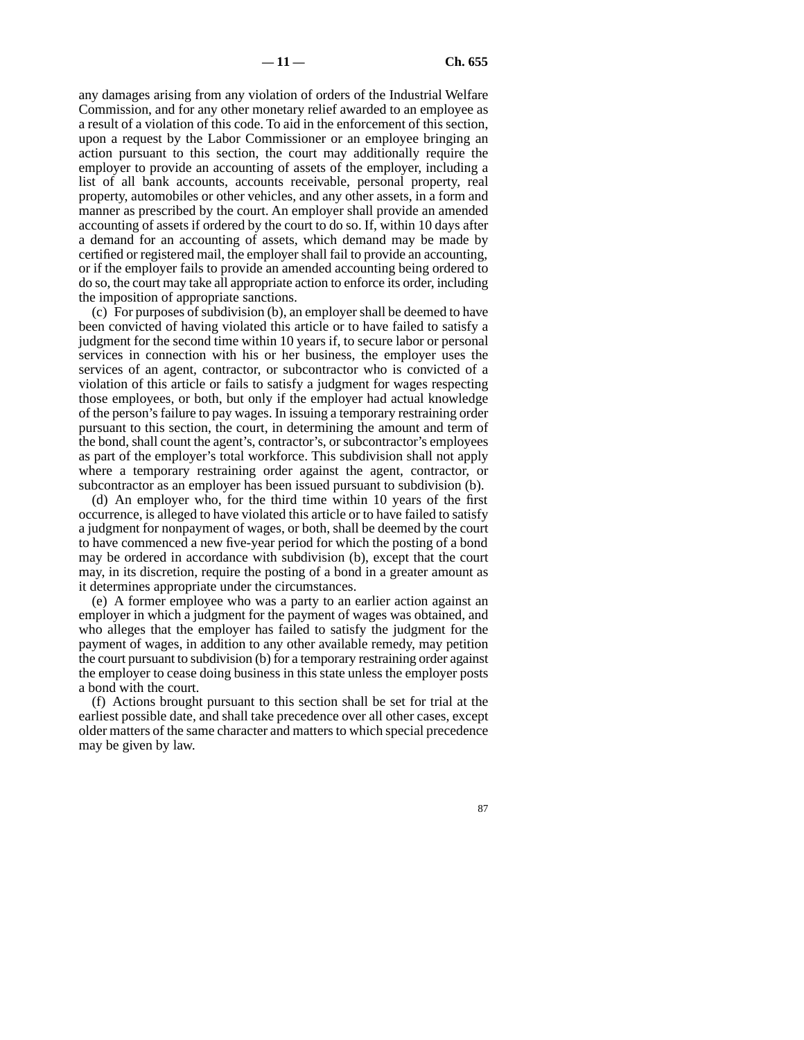any damages arising from any violation of orders of the Industrial Welfare Commission, and for any other monetary relief awarded to an employee as a result of a violation of this code. To aid in the enforcement of this section, upon a request by the Labor Commissioner or an employee bringing an action pursuant to this section, the court may additionally require the employer to provide an accounting of assets of the employer, including a list of all bank accounts, accounts receivable, personal property, real property, automobiles or other vehicles, and any other assets, in a form and manner as prescribed by the court. An employer shall provide an amended accounting of assets if ordered by the court to do so. If, within 10 days after a demand for an accounting of assets, which demand may be made by certified or registered mail, the employer shall fail to provide an accounting, or if the employer fails to provide an amended accounting being ordered to do so, the court may take all appropriate action to enforce its order, including the imposition of appropriate sanctions.

(c) For purposes of subdivision (b), an employer shall be deemed to have been convicted of having violated this article or to have failed to satisfy a judgment for the second time within 10 years if, to secure labor or personal services in connection with his or her business, the employer uses the services of an agent, contractor, or subcontractor who is convicted of a violation of this article or fails to satisfy a judgment for wages respecting those employees, or both, but only if the employer had actual knowledge of the person's failure to pay wages. In issuing a temporary restraining order pursuant to this section, the court, in determining the amount and term of the bond, shall count the agent's, contractor's, or subcontractor's employees as part of the employer's total workforce. This subdivision shall not apply where a temporary restraining order against the agent, contractor, or subcontractor as an employer has been issued pursuant to subdivision (b).

(d) An employer who, for the third time within 10 years of the first occurrence, is alleged to have violated this article or to have failed to satisfy a judgment for nonpayment of wages, or both, shall be deemed by the court to have commenced a new five-year period for which the posting of a bond may be ordered in accordance with subdivision (b), except that the court may, in its discretion, require the posting of a bond in a greater amount as it determines appropriate under the circumstances.

(e) A former employee who was a party to an earlier action against an employer in which a judgment for the payment of wages was obtained, and who alleges that the employer has failed to satisfy the judgment for the payment of wages, in addition to any other available remedy, may petition the court pursuant to subdivision (b) for a temporary restraining order against the employer to cease doing business in this state unless the employer posts a bond with the court.

(f) Actions brought pursuant to this section shall be set for trial at the earliest possible date, and shall take precedence over all other cases, except older matters of the same character and matters to which special precedence may be given by law.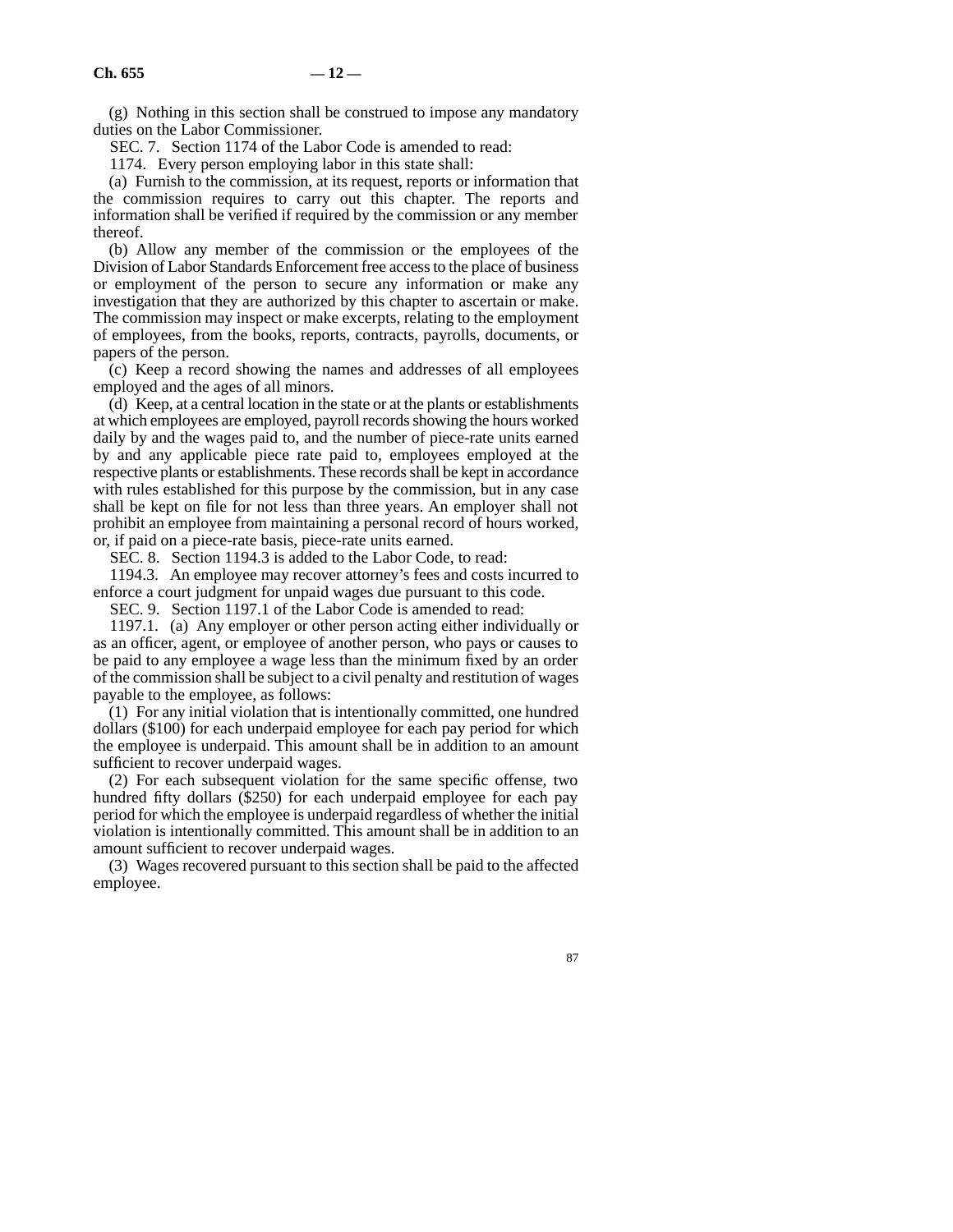(g) Nothing in this section shall be construed to impose any mandatory duties on the Labor Commissioner.

SEC. 7. Section 1174 of the Labor Code is amended to read:

1174. Every person employing labor in this state shall:

(a) Furnish to the commission, at its request, reports or information that the commission requires to carry out this chapter. The reports and information shall be verified if required by the commission or any member thereof.

(b) Allow any member of the commission or the employees of the Division of Labor Standards Enforcement free access to the place of business or employment of the person to secure any information or make any investigation that they are authorized by this chapter to ascertain or make. The commission may inspect or make excerpts, relating to the employment of employees, from the books, reports, contracts, payrolls, documents, or papers of the person.

(c) Keep a record showing the names and addresses of all employees employed and the ages of all minors.

(d) Keep, at a central location in the state or at the plants or establishments at which employees are employed, payroll records showing the hours worked daily by and the wages paid to, and the number of piece-rate units earned by and any applicable piece rate paid to, employees employed at the respective plants or establishments. These records shall be kept in accordance with rules established for this purpose by the commission, but in any case shall be kept on file for not less than three years. An employer shall not prohibit an employee from maintaining a personal record of hours worked, or, if paid on a piece-rate basis, piece-rate units earned.

SEC. 8. Section 1194.3 is added to the Labor Code, to read:

1194.3. An employee may recover attorney's fees and costs incurred to enforce a court judgment for unpaid wages due pursuant to this code.

SEC. 9. Section 1197.1 of the Labor Code is amended to read:

1197.1. (a) Any employer or other person acting either individually or as an officer, agent, or employee of another person, who pays or causes to be paid to any employee a wage less than the minimum fixed by an order of the commission shall be subject to a civil penalty and restitution of wages payable to the employee, as follows:

(1) For any initial violation that is intentionally committed, one hundred dollars ($100) for each underpaid employee for each pay period for which the employee is underpaid. This amount shall be in addition to an amount sufficient to recover underpaid wages.

(2) For each subsequent violation for the same specific offense, two hundred fifty dollars ($250) for each underpaid employee for each pay period for which the employee is underpaid regardless of whether the initial violation is intentionally committed. This amount shall be in addition to an amount sufficient to recover underpaid wages.

(3) Wages recovered pursuant to this section shall be paid to the affected employee.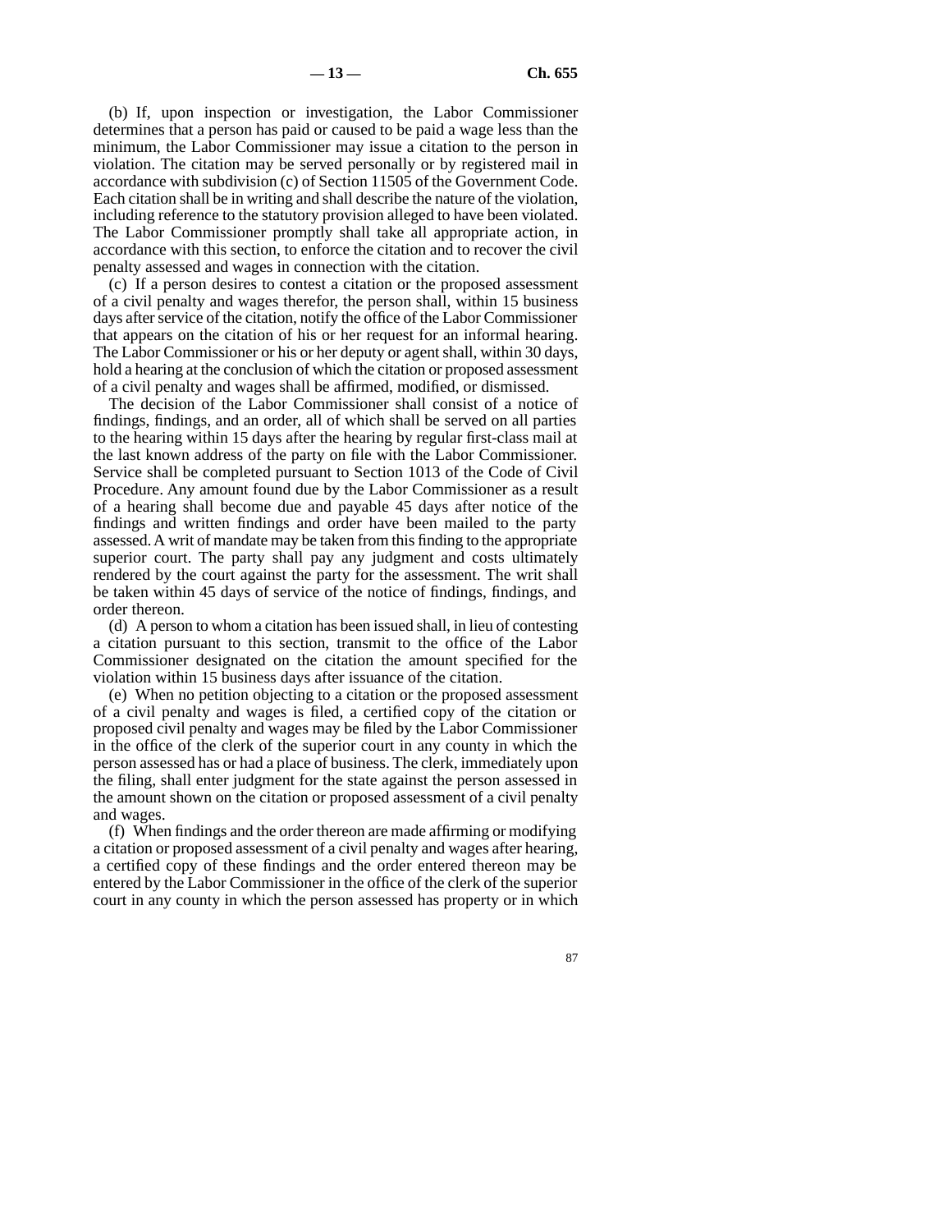(b) If, upon inspection or investigation, the Labor Commissioner determines that a person has paid or caused to be paid a wage less than the minimum, the Labor Commissioner may issue a citation to the person in violation. The citation may be served personally or by registered mail in accordance with subdivision (c) of Section 11505 of the Government Code. Each citation shall be in writing and shall describe the nature of the violation, including reference to the statutory provision alleged to have been violated. The Labor Commissioner promptly shall take all appropriate action, in accordance with this section, to enforce the citation and to recover the civil penalty assessed and wages in connection with the citation.

(c) If a person desires to contest a citation or the proposed assessment of a civil penalty and wages therefor, the person shall, within 15 business days after service of the citation, notify the office of the Labor Commissioner that appears on the citation of his or her request for an informal hearing. The Labor Commissioner or his or her deputy or agent shall, within 30 days, hold a hearing at the conclusion of which the citation or proposed assessment of a civil penalty and wages shall be affirmed, modified, or dismissed.

The decision of the Labor Commissioner shall consist of a notice of findings, findings, and an order, all of which shall be served on all parties to the hearing within 15 days after the hearing by regular first-class mail at the last known address of the party on file with the Labor Commissioner. Service shall be completed pursuant to Section 1013 of the Code of Civil Procedure. Any amount found due by the Labor Commissioner as a result of a hearing shall become due and payable 45 days after notice of the findings and written findings and order have been mailed to the party assessed. A writ of mandate may be taken from this finding to the appropriate superior court. The party shall pay any judgment and costs ultimately rendered by the court against the party for the assessment. The writ shall be taken within 45 days of service of the notice of findings, findings, and order thereon.

(d) A person to whom a citation has been issued shall, in lieu of contesting a citation pursuant to this section, transmit to the office of the Labor Commissioner designated on the citation the amount specified for the violation within 15 business days after issuance of the citation.

(e) When no petition objecting to a citation or the proposed assessment of a civil penalty and wages is filed, a certified copy of the citation or proposed civil penalty and wages may be filed by the Labor Commissioner in the office of the clerk of the superior court in any county in which the person assessed has or had a place of business. The clerk, immediately upon the filing, shall enter judgment for the state against the person assessed in the amount shown on the citation or proposed assessment of a civil penalty and wages.

(f) When findings and the order thereon are made affirming or modifying a citation or proposed assessment of a civil penalty and wages after hearing, a certified copy of these findings and the order entered thereon may be entered by the Labor Commissioner in the office of the clerk of the superior court in any county in which the person assessed has property or in which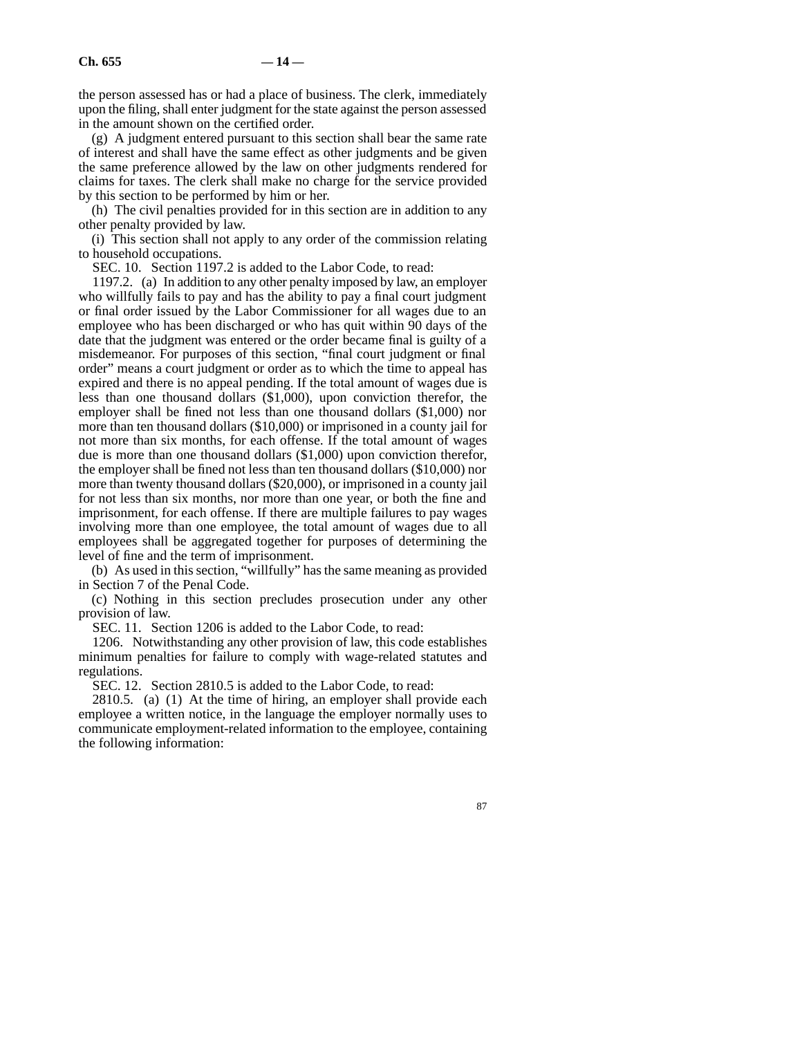the person assessed has or had a place of business. The clerk, immediately upon the filing, shall enter judgment for the state against the person assessed in the amount shown on the certified order.

(g) A judgment entered pursuant to this section shall bear the same rate of interest and shall have the same effect as other judgments and be given the same preference allowed by the law on other judgments rendered for claims for taxes. The clerk shall make no charge for the service provided by this section to be performed by him or her.

(h) The civil penalties provided for in this section are in addition to any other penalty provided by law.

(i) This section shall not apply to any order of the commission relating to household occupations.

SEC. 10. Section 1197.2 is added to the Labor Code, to read:

1197.2. (a) In addition to any other penalty imposed by law, an employer who willfully fails to pay and has the ability to pay a final court judgment or final order issued by the Labor Commissioner for all wages due to an employee who has been discharged or who has quit within 90 days of the date that the judgment was entered or the order became final is guilty of a misdemeanor. For purposes of this section, "final court judgment or final order" means a court judgment or order as to which the time to appeal has expired and there is no appeal pending. If the total amount of wages due is less than one thousand dollars ($1,000), upon conviction therefor, the employer shall be fined not less than one thousand dollars ($1,000) nor more than ten thousand dollars ($10,000) or imprisoned in a county jail for not more than six months, for each offense. If the total amount of wages due is more than one thousand dollars ($1,000) upon conviction therefor, the employer shall be fined not less than ten thousand dollars ($10,000) nor more than twenty thousand dollars ($20,000), or imprisoned in a county jail for not less than six months, nor more than one year, or both the fine and imprisonment, for each offense. If there are multiple failures to pay wages involving more than one employee, the total amount of wages due to all employees shall be aggregated together for purposes of determining the level of fine and the term of imprisonment.

(b) As used in this section, "willfully" has the same meaning as provided in Section 7 of the Penal Code.

(c) Nothing in this section precludes prosecution under any other provision of law.

SEC. 11. Section 1206 is added to the Labor Code, to read:

1206. Notwithstanding any other provision of law, this code establishes minimum penalties for failure to comply with wage-related statutes and regulations.

SEC. 12. Section 2810.5 is added to the Labor Code, to read:

2810.5. (a) (1) At the time of hiring, an employer shall provide each employee a written notice, in the language the employer normally uses to communicate employment-related information to the employee, containing the following information: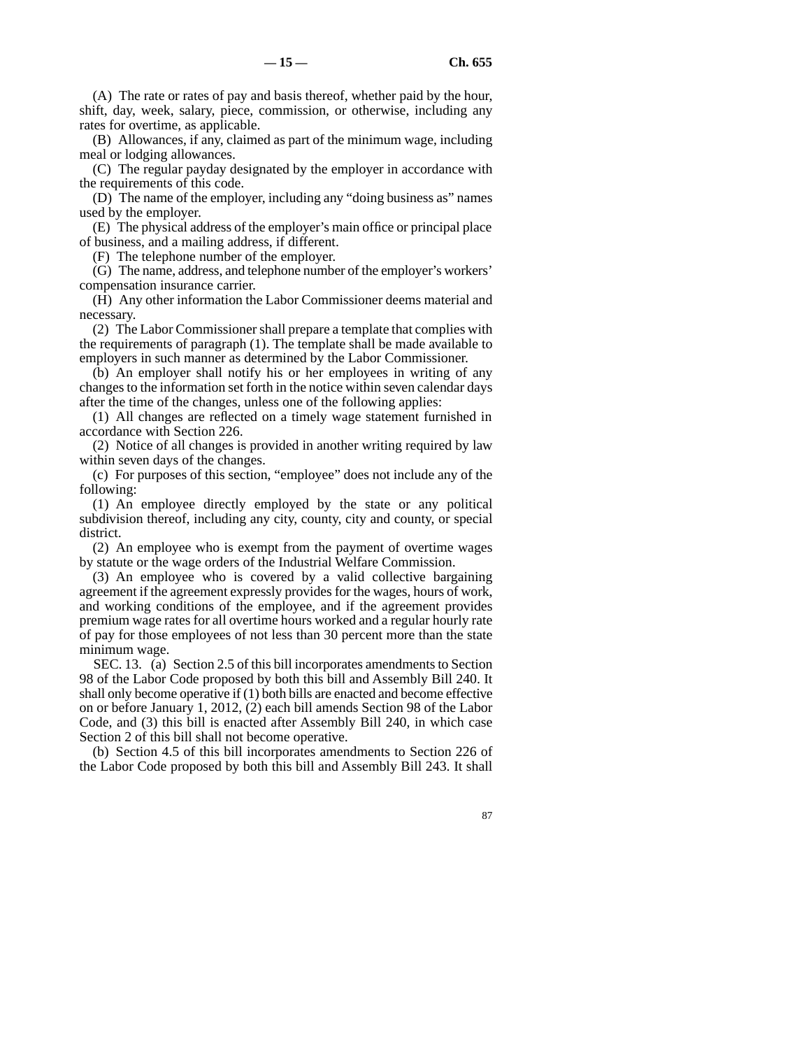(A) The rate or rates of pay and basis thereof, whether paid by the hour, shift, day, week, salary, piece, commission, or otherwise, including any rates for overtime, as applicable.

(B) Allowances, if any, claimed as part of the minimum wage, including meal or lodging allowances.

(C) The regular payday designated by the employer in accordance with the requirements of this code.

(D) The name of the employer, including any "doing business as" names used by the employer.

(E) The physical address of the employer's main office or principal place of business, and a mailing address, if different.

(F) The telephone number of the employer.

(G) The name, address, and telephone number of the employer's workers' compensation insurance carrier.

(H) Any other information the Labor Commissioner deems material and necessary.

(2) The Labor Commissioner shall prepare a template that complies with the requirements of paragraph (1). The template shall be made available to employers in such manner as determined by the Labor Commissioner.

(b) An employer shall notify his or her employees in writing of any changes to the information set forth in the notice within seven calendar days after the time of the changes, unless one of the following applies:

(1) All changes are reflected on a timely wage statement furnished in accordance with Section 226.

(2) Notice of all changes is provided in another writing required by law within seven days of the changes.

(c) For purposes of this section, "employee" does not include any of the following:

(1) An employee directly employed by the state or any political subdivision thereof, including any city, county, city and county, or special district.

(2) An employee who is exempt from the payment of overtime wages by statute or the wage orders of the Industrial Welfare Commission.

(3) An employee who is covered by a valid collective bargaining agreement if the agreement expressly provides for the wages, hours of work, and working conditions of the employee, and if the agreement provides premium wage rates for all overtime hours worked and a regular hourly rate of pay for those employees of not less than 30 percent more than the state minimum wage.

SEC. 13. (a) Section 2.5 of this bill incorporates amendments to Section 98 of the Labor Code proposed by both this bill and Assembly Bill 240. It shall only become operative if (1) both bills are enacted and become effective on or before January 1, 2012, (2) each bill amends Section 98 of the Labor Code, and (3) this bill is enacted after Assembly Bill 240, in which case Section 2 of this bill shall not become operative.

(b) Section 4.5 of this bill incorporates amendments to Section 226 of the Labor Code proposed by both this bill and Assembly Bill 243. It shall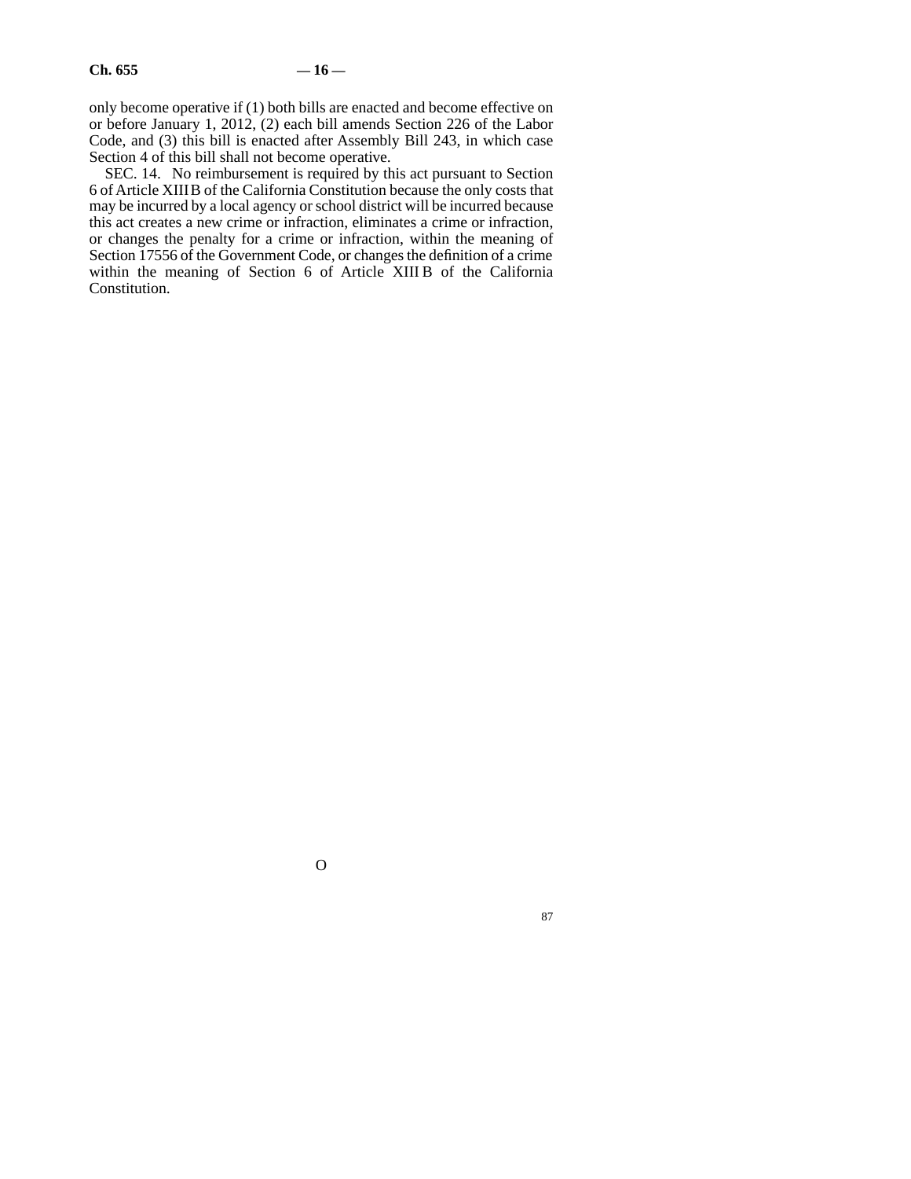only become operative if (1) both bills are enacted and become effective on or before January 1, 2012, (2) each bill amends Section 226 of the Labor Code, and (3) this bill is enacted after Assembly Bill 243, in which case Section 4 of this bill shall not become operative.

SEC. 14. No reimbursement is required by this act pursuant to Section 6 of Article XIII B of the California Constitution because the only costs that may be incurred by a local agency or school district will be incurred because this act creates a new crime or infraction, eliminates a crime or infraction, or changes the penalty for a crime or infraction, within the meaning of Section 17556 of the Government Code, or changes the definition of a crime within the meaning of Section 6 of Article XIII B of the California Constitution.

O